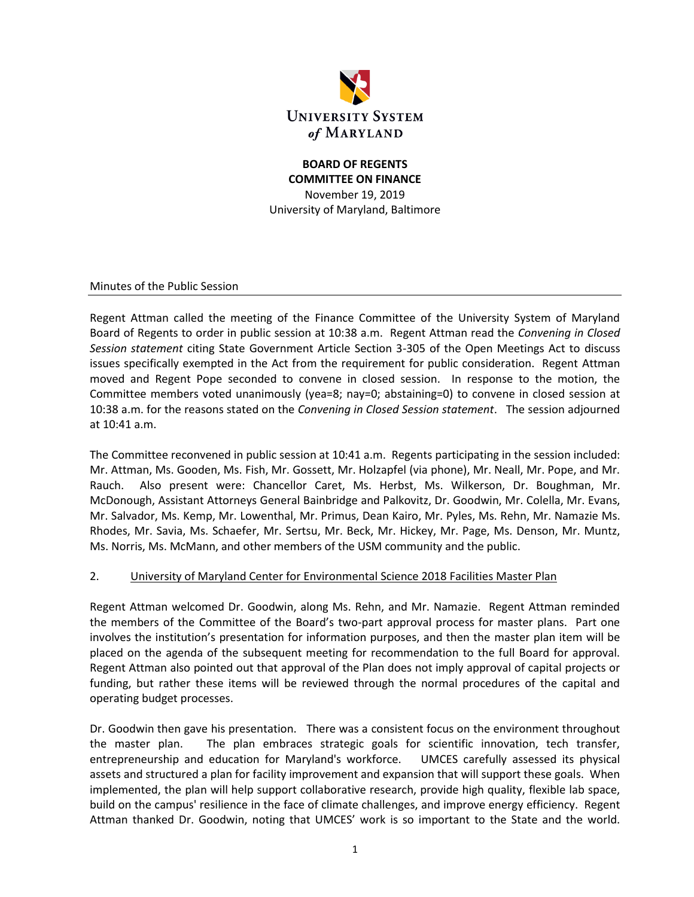UNIVERSITY SYSTEM *of* MARYLAND

**BOARD OF REGENTS**
**COMMITTEE ON FINANCE**
November 19, 2019
University of Maryland, Baltimore

Minutes of the Public Session

Regent Attman called the meeting of the Finance Committee of the University System of Maryland Board of Regents to order in public session at 10:38 a.m. Regent Attman read the *Convening in Closed Session statement* citing State Government Article Section 3-305 of the Open Meetings Act to discuss issues specifically exempted in the Act from the requirement for public consideration. Regent Attman moved and Regent Pope seconded to convene in closed session. In response to the motion, the Committee members voted unanimously (yea=8; nay=0; abstaining=0) to convene in closed session at 10:38 a.m. for the reasons stated on the *Convening in Closed Session statement*. The session adjourned at 10:41 a.m.

The Committee reconvened in public session at 10:41 a.m. Regents participating in the session included: Mr. Attman, Ms. Gooden, Ms. Fish, Mr. Gossett, Mr. Holzapfel (via phone), Mr. Neall, Mr. Pope, and Mr. Rauch. Also present were: Chancellor Caret, Ms. Herbst, Ms. Wilkerson, Dr. Boughman, Mr. McDonough, Assistant Attorneys General Bainbridge and Palkovitz, Dr. Goodwin, Mr. Colella, Mr. Evans, Mr. Salvador, Ms. Kemp, Mr. Lowenthal, Mr. Primus, Dean Kairo, Mr. Pyles, Ms. Rehn, Mr. Namazie Ms. Rhodes, Mr. Savia, Ms. Schaefer, Mr. Sertsu, Mr. Beck, Mr. Hickey, Mr. Page, Ms. Denson, Mr. Muntz, Ms. Norris, Ms. McMann, and other members of the USM community and the public.

2. University of Maryland Center for Environmental Science 2018 Facilities Master Plan

Regent Attman welcomed Dr. Goodwin, along Ms. Rehn, and Mr. Namazie. Regent Attman reminded the members of the Committee of the Board's two-part approval process for master plans. Part one involves the institution's presentation for information purposes, and then the master plan item will be placed on the agenda of the subsequent meeting for recommendation to the full Board for approval. Regent Attman also pointed out that approval of the Plan does not imply approval of capital projects or funding, but rather these items will be reviewed through the normal procedures of the capital and operating budget processes.

Dr. Goodwin then gave his presentation. There was a consistent focus on the environment throughout the master plan. The plan embraces strategic goals for scientific innovation, tech transfer, entrepreneurship and education for Maryland's workforce. UMCES carefully assessed its physical assets and structured a plan for facility improvement and expansion that will support these goals. When implemented, the plan will help support collaborative research, provide high quality, flexible lab space, build on the campus' resilience in the face of climate challenges, and improve energy efficiency. Regent Attman thanked Dr. Goodwin, noting that UMCES' work is so important to the State and the world.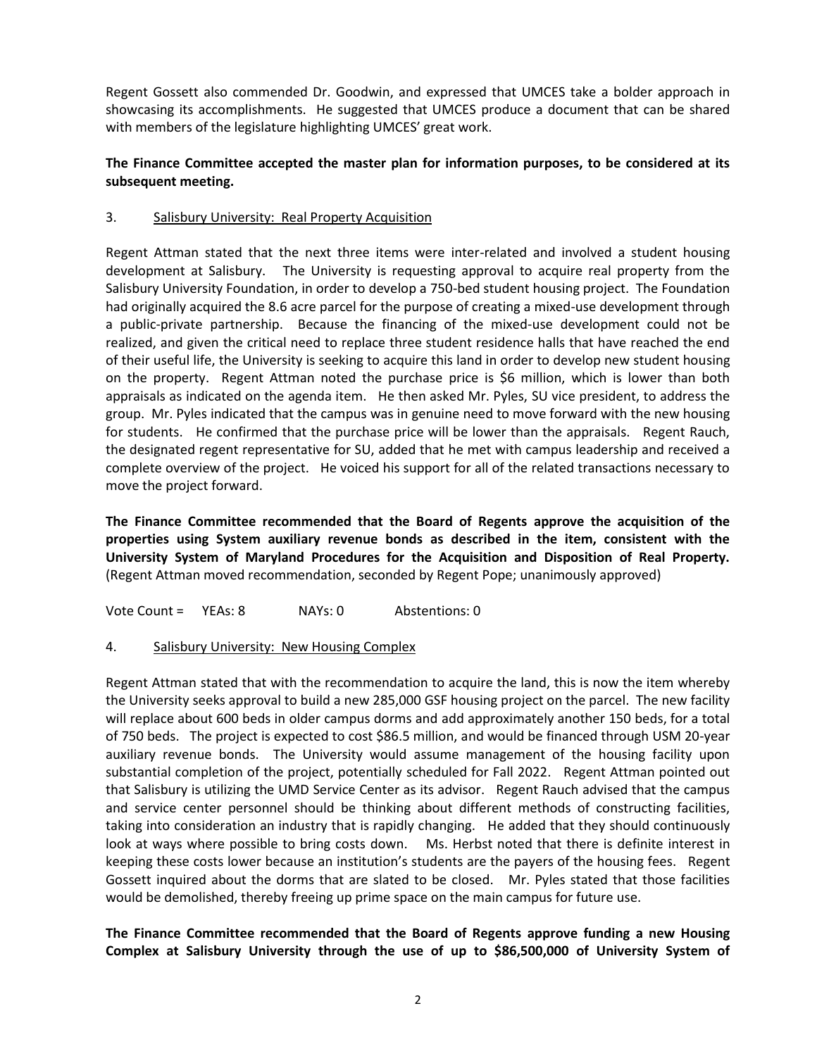Regent Gossett also commended Dr. Goodwin, and expressed that UMCES take a bolder approach in showcasing its accomplishments. He suggested that UMCES produce a document that can be shared with members of the legislature highlighting UMCES' great work.

**The Finance Committee accepted the master plan for information purposes, to be considered at its subsequent meeting.**

3. Salisbury University: Real Property Acquisition

Regent Attman stated that the next three items were inter-related and involved a student housing development at Salisbury. The University is requesting approval to acquire real property from the Salisbury University Foundation, in order to develop a 750-bed student housing project. The Foundation had originally acquired the 8.6 acre parcel for the purpose of creating a mixed-use development through a public-private partnership. Because the financing of the mixed-use development could not be realized, and given the critical need to replace three student residence halls that have reached the end of their useful life, the University is seeking to acquire this land in order to develop new student housing on the property. Regent Attman noted the purchase price is $6 million, which is lower than both appraisals as indicated on the agenda item. He then asked Mr. Pyles, SU vice president, to address the group. Mr. Pyles indicated that the campus was in genuine need to move forward with the new housing for students. He confirmed that the purchase price will be lower than the appraisals. Regent Rauch, the designated regent representative for SU, added that he met with campus leadership and received a complete overview of the project. He voiced his support for all of the related transactions necessary to move the project forward.

**The Finance Committee recommended that the Board of Regents approve the acquisition of the properties using System auxiliary revenue bonds as described in the item, consistent with the University System of Maryland Procedures for the Acquisition and Disposition of Real Property.** (Regent Attman moved recommendation, seconded by Regent Pope; unanimously approved)

Vote Count = YEAs: 8 NAYs: 0 Abstentions: 0

4. Salisbury University: New Housing Complex

Regent Attman stated that with the recommendation to acquire the land, this is now the item whereby the University seeks approval to build a new 285,000 GSF housing project on the parcel. The new facility will replace about 600 beds in older campus dorms and add approximately another 150 beds, for a total of 750 beds. The project is expected to cost $86.5 million, and would be financed through USM 20-year auxiliary revenue bonds. The University would assume management of the housing facility upon substantial completion of the project, potentially scheduled for Fall 2022. Regent Attman pointed out that Salisbury is utilizing the UMD Service Center as its advisor. Regent Rauch advised that the campus and service center personnel should be thinking about different methods of constructing facilities, taking into consideration an industry that is rapidly changing. He added that they should continuously look at ways where possible to bring costs down. Ms. Herbst noted that there is definite interest in keeping these costs lower because an institution's students are the payers of the housing fees. Regent Gossett inquired about the dorms that are slated to be closed. Mr. Pyles stated that those facilities would be demolished, thereby freeing up prime space on the main campus for future use.

**The Finance Committee recommended that the Board of Regents approve funding a new Housing Complex at Salisbury University through the use of up to $86,500,000 of University System of**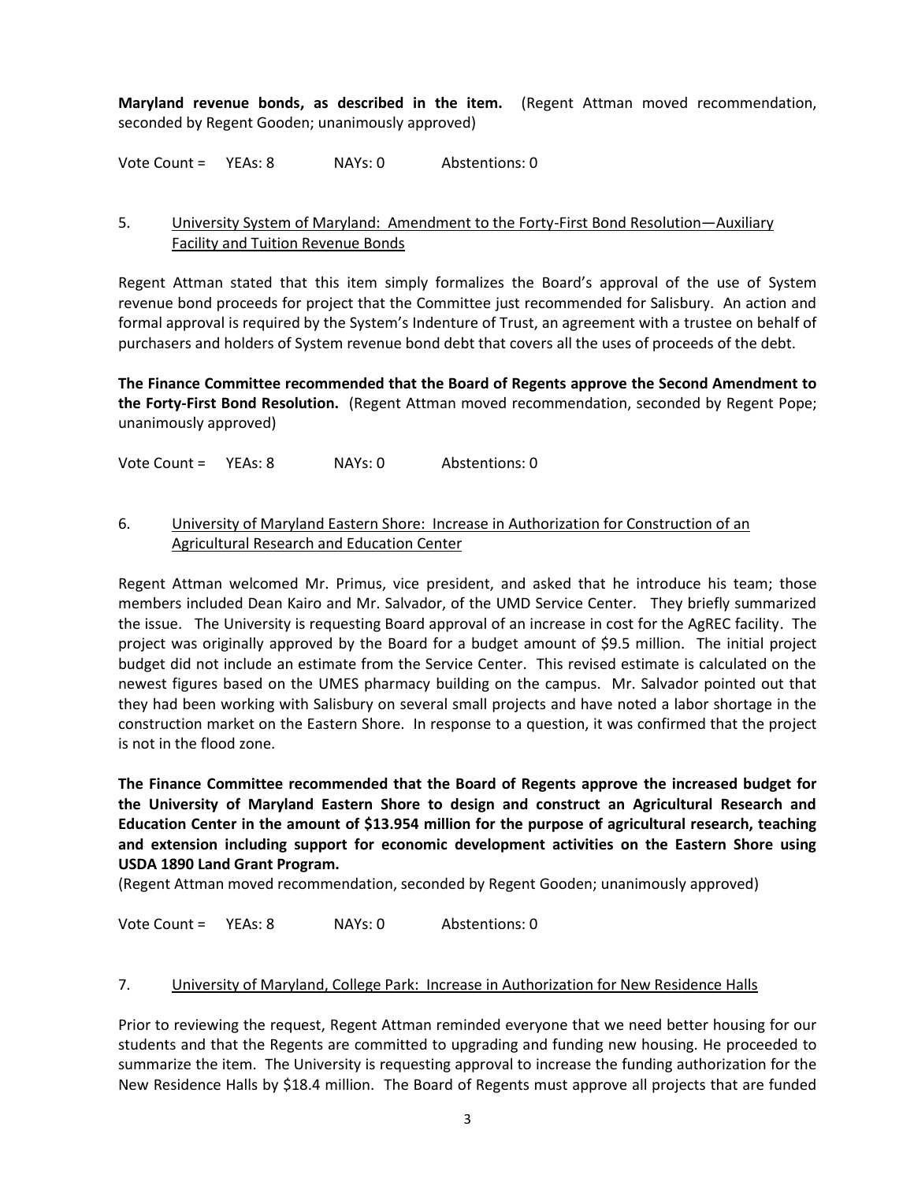**Maryland revenue bonds, as described in the item.** (Regent Attman moved recommendation, seconded by Regent Gooden; unanimously approved)

Vote Count = YEAs: 8 NAYs: 0 Abstentions: 0

5. University System of Maryland: Amendment to the Forty-First Bond Resolution—Auxiliary Facility and Tuition Revenue Bonds

Regent Attman stated that this item simply formalizes the Board's approval of the use of System revenue bond proceeds for project that the Committee just recommended for Salisbury. An action and formal approval is required by the System's Indenture of Trust, an agreement with a trustee on behalf of purchasers and holders of System revenue bond debt that covers all the uses of proceeds of the debt.

**The Finance Committee recommended that the Board of Regents approve the Second Amendment to the Forty-First Bond Resolution.** (Regent Attman moved recommendation, seconded by Regent Pope; unanimously approved)

Vote Count = YEAs: 8 NAYs: 0 Abstentions: 0

6. University of Maryland Eastern Shore: Increase in Authorization for Construction of an Agricultural Research and Education Center

Regent Attman welcomed Mr. Primus, vice president, and asked that he introduce his team; those members included Dean Kairo and Mr. Salvador, of the UMD Service Center. They briefly summarized the issue. The University is requesting Board approval of an increase in cost for the AgREC facility. The project was originally approved by the Board for a budget amount of $9.5 million. The initial project budget did not include an estimate from the Service Center. This revised estimate is calculated on the newest figures based on the UMES pharmacy building on the campus. Mr. Salvador pointed out that they had been working with Salisbury on several small projects and have noted a labor shortage in the construction market on the Eastern Shore. In response to a question, it was confirmed that the project is not in the flood zone.

**The Finance Committee recommended that the Board of Regents approve the increased budget for the University of Maryland Eastern Shore to design and construct an Agricultural Research and Education Center in the amount of $13.954 million for the purpose of agricultural research, teaching and extension including support for economic development activities on the Eastern Shore using USDA 1890 Land Grant Program.**
(Regent Attman moved recommendation, seconded by Regent Gooden; unanimously approved)

Vote Count = YEAs: 8 NAYs: 0 Abstentions: 0

7. University of Maryland, College Park: Increase in Authorization for New Residence Halls

Prior to reviewing the request, Regent Attman reminded everyone that we need better housing for our students and that the Regents are committed to upgrading and funding new housing. He proceeded to summarize the item. The University is requesting approval to increase the funding authorization for the New Residence Halls by $18.4 million. The Board of Regents must approve all projects that are funded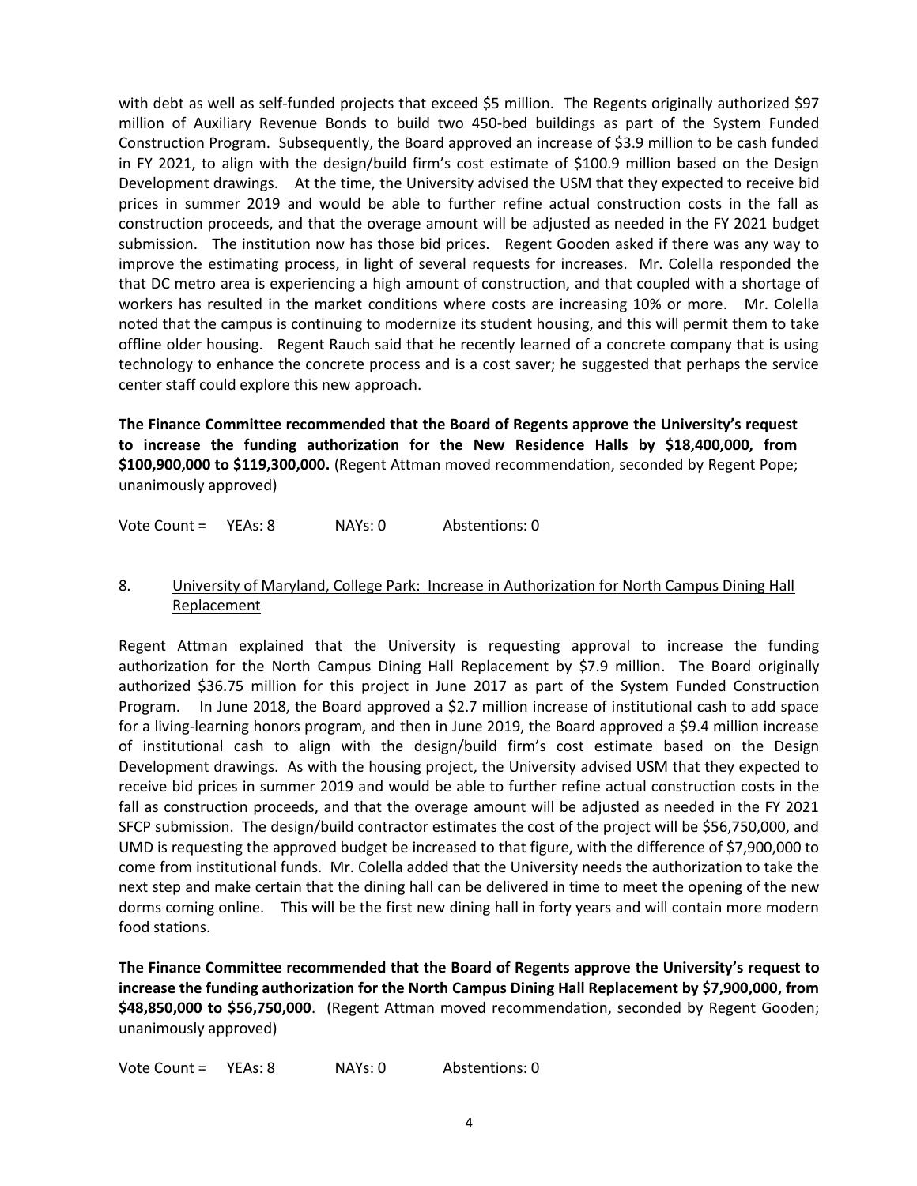with debt as well as self-funded projects that exceed $5 million. The Regents originally authorized $97 million of Auxiliary Revenue Bonds to build two 450-bed buildings as part of the System Funded Construction Program. Subsequently, the Board approved an increase of $3.9 million to be cash funded in FY 2021, to align with the design/build firm's cost estimate of $100.9 million based on the Design Development drawings. At the time, the University advised the USM that they expected to receive bid prices in summer 2019 and would be able to further refine actual construction costs in the fall as construction proceeds, and that the overage amount will be adjusted as needed in the FY 2021 budget submission. The institution now has those bid prices. Regent Gooden asked if there was any way to improve the estimating process, in light of several requests for increases. Mr. Colella responded the that DC metro area is experiencing a high amount of construction, and that coupled with a shortage of workers has resulted in the market conditions where costs are increasing 10% or more. Mr. Colella noted that the campus is continuing to modernize its student housing, and this will permit them to take offline older housing. Regent Rauch said that he recently learned of a concrete company that is using technology to enhance the concrete process and is a cost saver; he suggested that perhaps the service center staff could explore this new approach.

**The Finance Committee recommended that the Board of Regents approve the University's request to increase the funding authorization for the New Residence Halls by $18,400,000, from $100,900,000 to $119,300,000.** (Regent Attman moved recommendation, seconded by Regent Pope; unanimously approved)

Vote Count = YEAs: 8 NAYs: 0 Abstentions: 0

8. <u>University of Maryland, College Park: Increase in Authorization for North Campus Dining Hall Replacement</u>

Regent Attman explained that the University is requesting approval to increase the funding authorization for the North Campus Dining Hall Replacement by $7.9 million. The Board originally authorized $36.75 million for this project in June 2017 as part of the System Funded Construction Program. In June 2018, the Board approved a $2.7 million increase of institutional cash to add space for a living-learning honors program, and then in June 2019, the Board approved a $9.4 million increase of institutional cash to align with the design/build firm's cost estimate based on the Design Development drawings. As with the housing project, the University advised USM that they expected to receive bid prices in summer 2019 and would be able to further refine actual construction costs in the fall as construction proceeds, and that the overage amount will be adjusted as needed in the FY 2021 SFCP submission. The design/build contractor estimates the cost of the project will be $56,750,000, and UMD is requesting the approved budget be increased to that figure, with the difference of $7,900,000 to come from institutional funds. Mr. Colella added that the University needs the authorization to take the next step and make certain that the dining hall can be delivered in time to meet the opening of the new dorms coming online. This will be the first new dining hall in forty years and will contain more modern food stations.

**The Finance Committee recommended that the Board of Regents approve the University's request to increase the funding authorization for the North Campus Dining Hall Replacement by $7,900,000, from $48,850,000 to $56,750,000**. (Regent Attman moved recommendation, seconded by Regent Gooden; unanimously approved)

Vote Count = YEAs: 8 NAYs: 0 Abstentions: 0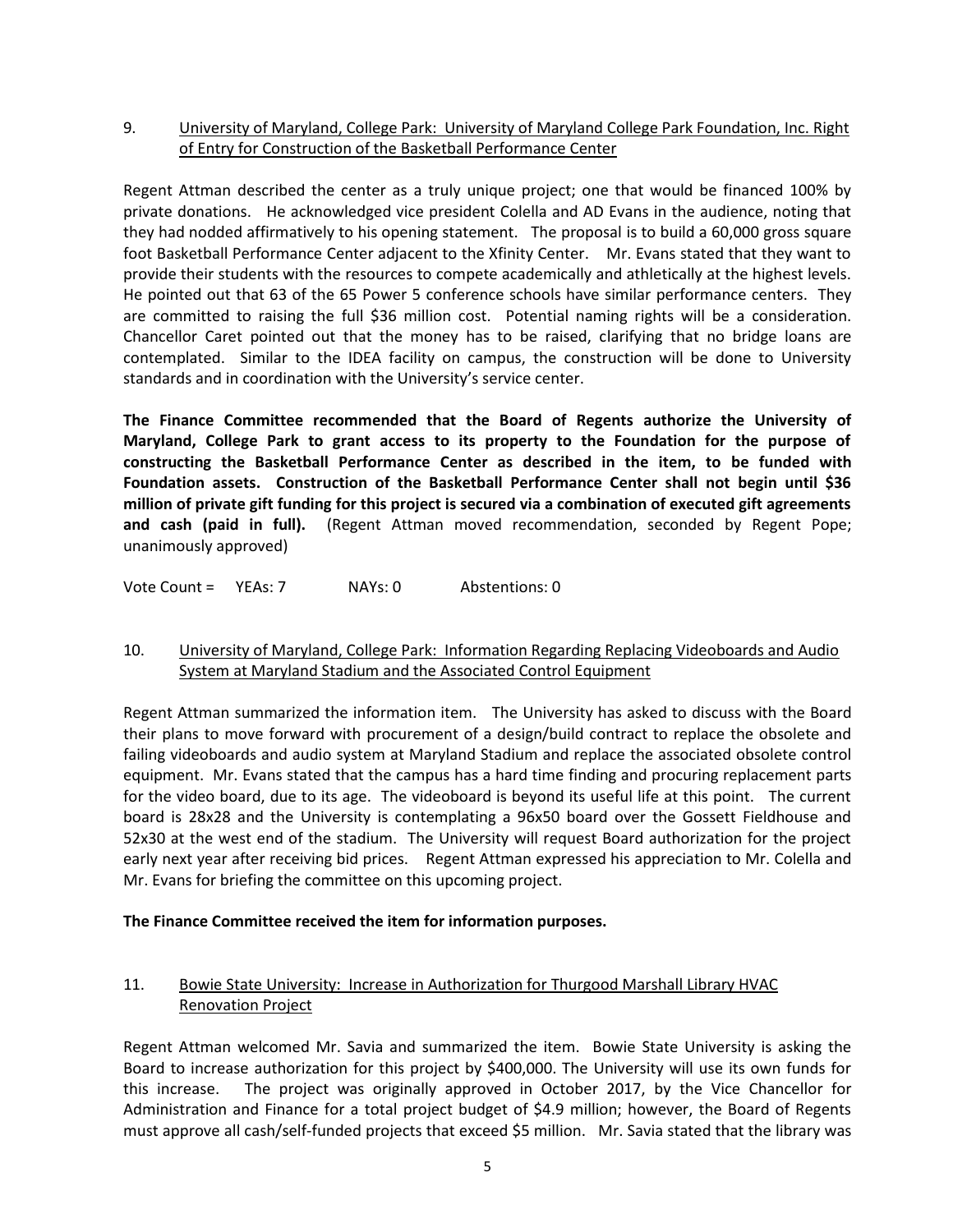9. University of Maryland, College Park: University of Maryland College Park Foundation, Inc. Right of Entry for Construction of the Basketball Performance Center

Regent Attman described the center as a truly unique project; one that would be financed 100% by private donations. He acknowledged vice president Colella and AD Evans in the audience, noting that they had nodded affirmatively to his opening statement. The proposal is to build a 60,000 gross square foot Basketball Performance Center adjacent to the Xfinity Center. Mr. Evans stated that they want to provide their students with the resources to compete academically and athletically at the highest levels. He pointed out that 63 of the 65 Power 5 conference schools have similar performance centers. They are committed to raising the full $36 million cost. Potential naming rights will be a consideration. Chancellor Caret pointed out that the money has to be raised, clarifying that no bridge loans are contemplated. Similar to the IDEA facility on campus, the construction will be done to University standards and in coordination with the University's service center.

**The Finance Committee recommended that the Board of Regents authorize the University of Maryland, College Park to grant access to its property to the Foundation for the purpose of constructing the Basketball Performance Center as described in the item, to be funded with Foundation assets. Construction of the Basketball Performance Center shall not begin until $36 million of private gift funding for this project is secured via a combination of executed gift agreements and cash (paid in full).** (Regent Attman moved recommendation, seconded by Regent Pope; unanimously approved)

Vote Count = YEAs: 7 NAYs: 0 Abstentions: 0

10. University of Maryland, College Park: Information Regarding Replacing Videoboards and Audio System at Maryland Stadium and the Associated Control Equipment

Regent Attman summarized the information item. The University has asked to discuss with the Board their plans to move forward with procurement of a design/build contract to replace the obsolete and failing videoboards and audio system at Maryland Stadium and replace the associated obsolete control equipment. Mr. Evans stated that the campus has a hard time finding and procuring replacement parts for the video board, due to its age. The videoboard is beyond its useful life at this point. The current board is 28x28 and the University is contemplating a 96x50 board over the Gossett Fieldhouse and 52x30 at the west end of the stadium. The University will request Board authorization for the project early next year after receiving bid prices. Regent Attman expressed his appreciation to Mr. Colella and Mr. Evans for briefing the committee on this upcoming project.

**The Finance Committee received the item for information purposes.**

11. Bowie State University: Increase in Authorization for Thurgood Marshall Library HVAC Renovation Project

Regent Attman welcomed Mr. Savia and summarized the item. Bowie State University is asking the Board to increase authorization for this project by $400,000. The University will use its own funds for this increase. The project was originally approved in October 2017, by the Vice Chancellor for Administration and Finance for a total project budget of $4.9 million; however, the Board of Regents must approve all cash/self-funded projects that exceed $5 million. Mr. Savia stated that the library was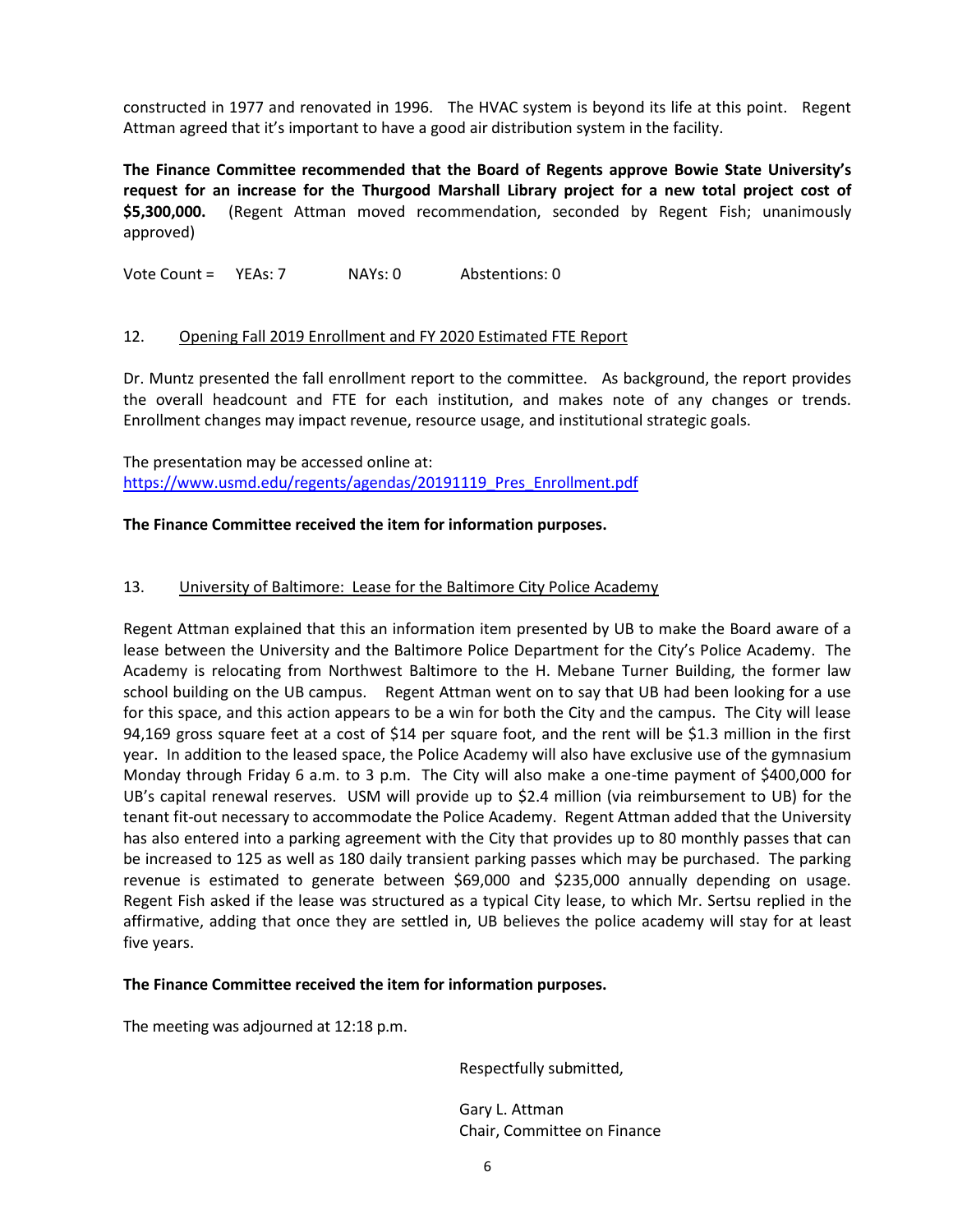constructed in 1977 and renovated in 1996. The HVAC system is beyond its life at this point. Regent Attman agreed that it's important to have a good air distribution system in the facility.

**The Finance Committee recommended that the Board of Regents approve Bowie State University's request for an increase for the Thurgood Marshall Library project for a new total project cost of $5,300,000.** (Regent Attman moved recommendation, seconded by Regent Fish; unanimously approved)

Vote Count = YEAs: 7 NAYs: 0 Abstentions: 0

12. Opening Fall 2019 Enrollment and FY 2020 Estimated FTE Report

Dr. Muntz presented the fall enrollment report to the committee. As background, the report provides the overall headcount and FTE for each institution, and makes note of any changes or trends. Enrollment changes may impact revenue, resource usage, and institutional strategic goals.

The presentation may be accessed online at:
https://www.usmd.edu/regents/agendas/20191119_Pres_Enrollment.pdf

**The Finance Committee received the item for information purposes.**

13. University of Baltimore: Lease for the Baltimore City Police Academy

Regent Attman explained that this an information item presented by UB to make the Board aware of a lease between the University and the Baltimore Police Department for the City's Police Academy. The Academy is relocating from Northwest Baltimore to the H. Mebane Turner Building, the former law school building on the UB campus. Regent Attman went on to say that UB had been looking for a use for this space, and this action appears to be a win for both the City and the campus. The City will lease 94,169 gross square feet at a cost of $14 per square foot, and the rent will be $1.3 million in the first year. In addition to the leased space, the Police Academy will also have exclusive use of the gymnasium Monday through Friday 6 a.m. to 3 p.m. The City will also make a one-time payment of $400,000 for UB's capital renewal reserves. USM will provide up to $2.4 million (via reimbursement to UB) for the tenant fit-out necessary to accommodate the Police Academy. Regent Attman added that the University has also entered into a parking agreement with the City that provides up to 80 monthly passes that can be increased to 125 as well as 180 daily transient parking passes which may be purchased. The parking revenue is estimated to generate between $69,000 and $235,000 annually depending on usage. Regent Fish asked if the lease was structured as a typical City lease, to which Mr. Sertsu replied in the affirmative, adding that once they are settled in, UB believes the police academy will stay for at least five years.

**The Finance Committee received the item for information purposes.**

The meeting was adjourned at 12:18 p.m.

Respectfully submitted,

Gary L. Attman
Chair, Committee on Finance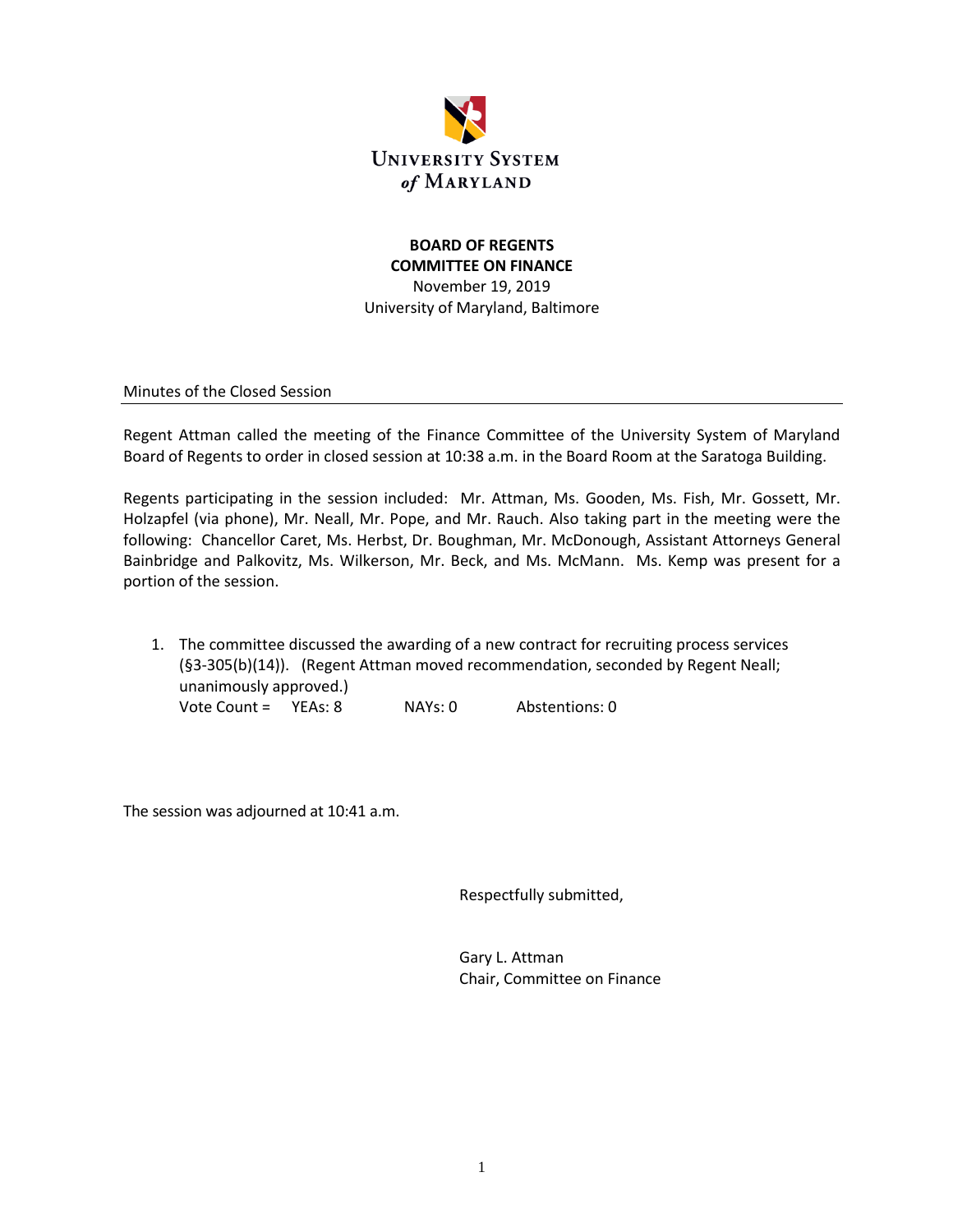UNIVERSITY SYSTEM *of* MARYLAND

**BOARD OF REGENTS**
**COMMITTEE ON FINANCE**
November 19, 2019
University of Maryland, Baltimore

Minutes of the Closed Session

---

Regent Attman called the meeting of the Finance Committee of the University System of Maryland Board of Regents to order in closed session at 10:38 a.m. in the Board Room at the Saratoga Building.

Regents participating in the session included: Mr. Attman, Ms. Gooden, Ms. Fish, Mr. Gossett, Mr. Holzapfel (via phone), Mr. Neall, Mr. Pope, and Mr. Rauch. Also taking part in the meeting were the following: Chancellor Caret, Ms. Herbst, Dr. Boughman, Mr. McDonough, Assistant Attorneys General Bainbridge and Palkovitz, Ms. Wilkerson, Mr. Beck, and Ms. McMann. Ms. Kemp was present for a portion of the session.

1. The committee discussed the awarding of a new contract for recruiting process services (§3-305(b)(14)). (Regent Attman moved recommendation, seconded by Regent Neall; unanimously approved.)
   Vote Count = YEAs: 8 NAYs: 0 Abstentions: 0

The session was adjourned at 10:41 a.m.

Respectfully submitted,

Gary L. Attman
Chair, Committee on Finance